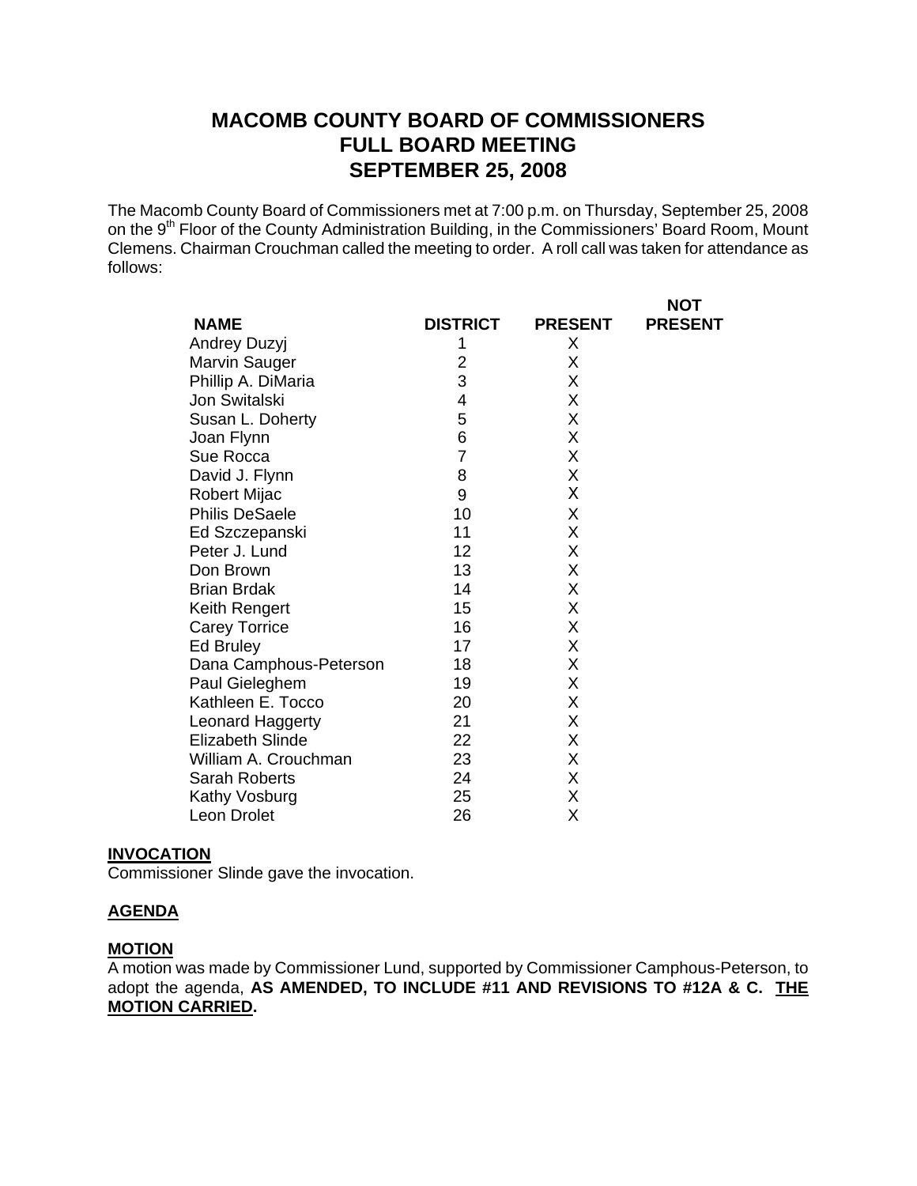# MACOMB COUNTY BOARD OF COMMISSIONERS
# FULL BOARD MEETING
# SEPTEMBER 25, 2008

The Macomb County Board of Commissioners met at 7:00 p.m. on Thursday, September 25, 2008 on the 9th Floor of the County Administration Building, in the Commissioners' Board Room, Mount Clemens. Chairman Crouchman called the meeting to order. A roll call was taken for attendance as follows:

| NAME | DISTRICT | PRESENT | NOT PRESENT |
|---|---|---|---|
| Andrey Duzyj | 1 | X | |
| Marvin Sauger | 2 | X | |
| Phillip A. DiMaria | 3 | X | |
| Jon Switalski | 4 | X | |
| Susan L. Doherty | 5 | X | |
| Joan Flynn | 6 | X | |
| Sue Rocca | 7 | X | |
| David J. Flynn | 8 | X | |
| Robert Mijac | 9 | X | |
| Philis DeSaele | 10 | X | |
| Ed Szczepanski | 11 | X | |
| Peter J. Lund | 12 | X | |
| Don Brown | 13 | X | |
| Brian Brdak | 14 | X | |
| Keith Rengert | 15 | X | |
| Carey Torrice | 16 | X | |
| Ed Bruley | 17 | X | |
| Dana Camphous-Peterson | 18 | X | |
| Paul Gieleghem | 19 | X | |
| Kathleen E. Tocco | 20 | X | |
| Leonard Haggerty | 21 | X | |
| Elizabeth Slinde | 22 | X | |
| William A. Crouchman | 23 | X | |
| Sarah Roberts | 24 | X | |
| Kathy Vosburg | 25 | X | |
| Leon Drolet | 26 | X | |

**INVOCATION**

Commissioner Slinde gave the invocation.

**AGENDA**

**MOTION**

A motion was made by Commissioner Lund, supported by Commissioner Camphous-Peterson, to adopt the agenda, **AS AMENDED, TO INCLUDE #11 AND REVISIONS TO #12A & C. THE MOTION CARRIED.**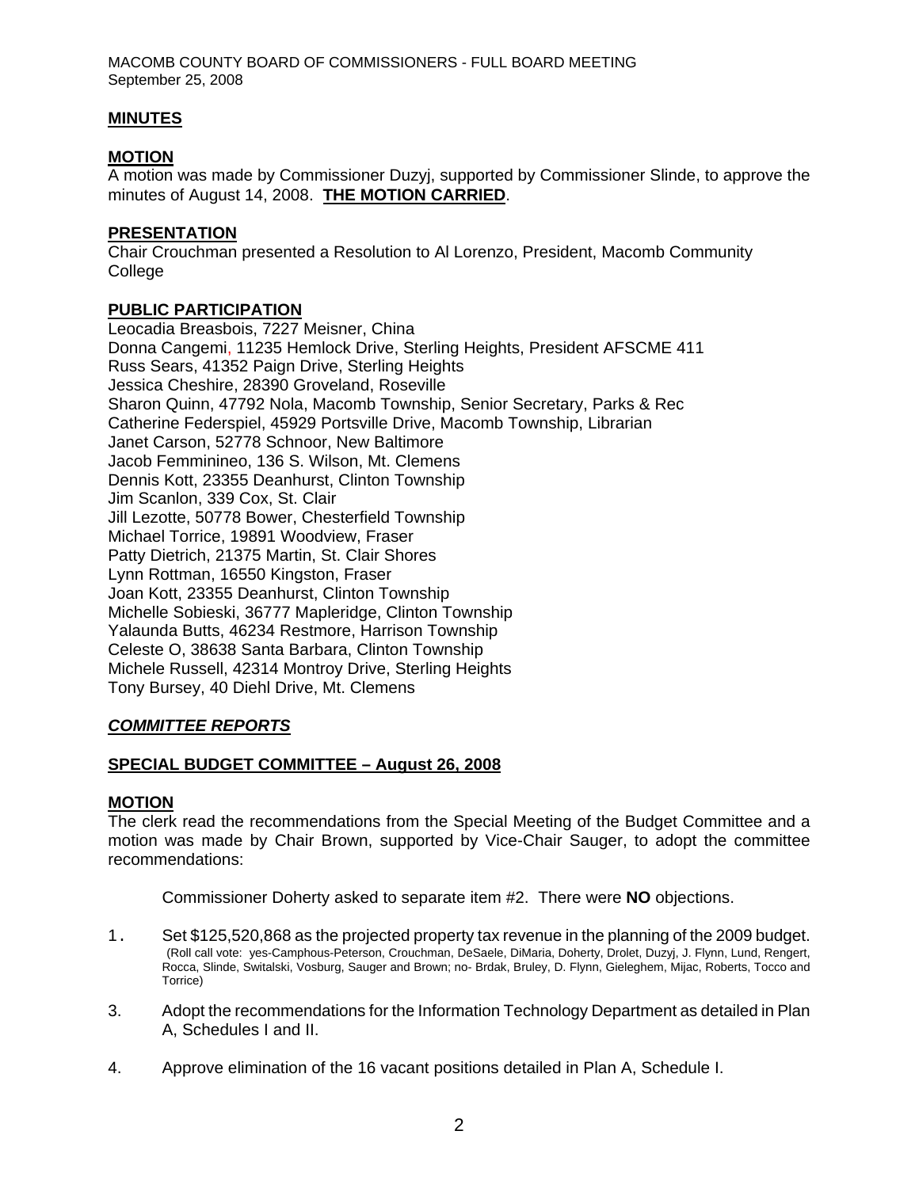**MINUTES**

**MOTION**

A motion was made by Commissioner Duzyj, supported by Commissioner Slinde, to approve the minutes of August 14, 2008. **THE MOTION CARRIED**.

**PRESENTATION**

Chair Crouchman presented a Resolution to Al Lorenzo, President, Macomb Community College

**PUBLIC PARTICIPATION**

Leocadia Breasbois, 7227 Meisner, China
Donna Cangemi, 11235 Hemlock Drive, Sterling Heights, President AFSCME 411
Russ Sears, 41352 Paign Drive, Sterling Heights
Jessica Cheshire, 28390 Groveland, Roseville
Sharon Quinn, 47792 Nola, Macomb Township, Senior Secretary, Parks & Rec
Catherine Federspiel, 45929 Portsville Drive, Macomb Township, Librarian
Janet Carson, 52778 Schnoor, New Baltimore
Jacob Femminineo, 136 S. Wilson, Mt. Clemens
Dennis Kott, 23355 Deanhurst, Clinton Township
Jim Scanlon, 339 Cox, St. Clair
Jill Lezotte, 50778 Bower, Chesterfield Township
Michael Torrice, 19891 Woodview, Fraser
Patty Dietrich, 21375 Martin, St. Clair Shores
Lynn Rottman, 16550 Kingston, Fraser
Joan Kott, 23355 Deanhurst, Clinton Township
Michelle Sobieski, 36777 Mapleridge, Clinton Township
Yalaunda Butts, 46234 Restmore, Harrison Township
Celeste O, 38638 Santa Barbara, Clinton Township
Michele Russell, 42314 Montroy Drive, Sterling Heights
Tony Bursey, 40 Diehl Drive, Mt. Clemens

***COMMITTEE REPORTS***

**SPECIAL BUDGET COMMITTEE – August 26, 2008**

**MOTION**

The clerk read the recommendations from the Special Meeting of the Budget Committee and a motion was made by Chair Brown, supported by Vice-Chair Sauger, to adopt the committee recommendations:

Commissioner Doherty asked to separate item #2. There were **NO** objections.

1. Set $125,520,868 as the projected property tax revenue in the planning of the 2009 budget. (Roll call vote: yes-Camphous-Peterson, Crouchman, DeSaele, DiMaria, Doherty, Drolet, Duzyj, J. Flynn, Lund, Rengert, Rocca, Slinde, Switalski, Vosburg, Sauger and Brown; no- Brdak, Bruley, D. Flynn, Gieleghem, Mijac, Roberts, Tocco and Torrice)

3. Adopt the recommendations for the Information Technology Department as detailed in Plan A, Schedules I and II.

4. Approve elimination of the 16 vacant positions detailed in Plan A, Schedule I.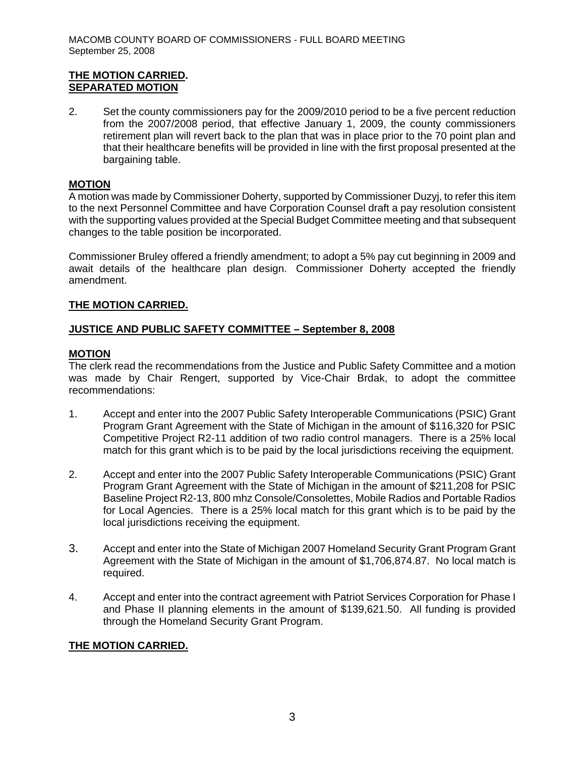**THE MOTION CARRIED.**
**SEPARATED MOTION**

2. Set the county commissioners pay for the 2009/2010 period to be a five percent reduction from the 2007/2008 period, that effective January 1, 2009, the county commissioners retirement plan will revert back to the plan that was in place prior to the 70 point plan and that their healthcare benefits will be provided in line with the first proposal presented at the bargaining table.

**MOTION**

A motion was made by Commissioner Doherty, supported by Commissioner Duzyj, to refer this item to the next Personnel Committee and have Corporation Counsel draft a pay resolution consistent with the supporting values provided at the Special Budget Committee meeting and that subsequent changes to the table position be incorporated.

Commissioner Bruley offered a friendly amendment; to adopt a 5% pay cut beginning in 2009 and await details of the healthcare plan design. Commissioner Doherty accepted the friendly amendment.

**THE MOTION CARRIED.**

**JUSTICE AND PUBLIC SAFETY COMMITTEE – September 8, 2008**

**MOTION**

The clerk read the recommendations from the Justice and Public Safety Committee and a motion was made by Chair Rengert, supported by Vice-Chair Brdak, to adopt the committee recommendations:

1. Accept and enter into the 2007 Public Safety Interoperable Communications (PSIC) Grant Program Grant Agreement with the State of Michigan in the amount of $116,320 for PSIC Competitive Project R2-11 addition of two radio control managers. There is a 25% local match for this grant which is to be paid by the local jurisdictions receiving the equipment.

2. Accept and enter into the 2007 Public Safety Interoperable Communications (PSIC) Grant Program Grant Agreement with the State of Michigan in the amount of $211,208 for PSIC Baseline Project R2-13, 800 mhz Console/Consolettes, Mobile Radios and Portable Radios for Local Agencies. There is a 25% local match for this grant which is to be paid by the local jurisdictions receiving the equipment.

3. Accept and enter into the State of Michigan 2007 Homeland Security Grant Program Grant Agreement with the State of Michigan in the amount of $1,706,874.87. No local match is required.

4. Accept and enter into the contract agreement with Patriot Services Corporation for Phase I and Phase II planning elements in the amount of $139,621.50. All funding is provided through the Homeland Security Grant Program.

**THE MOTION CARRIED.**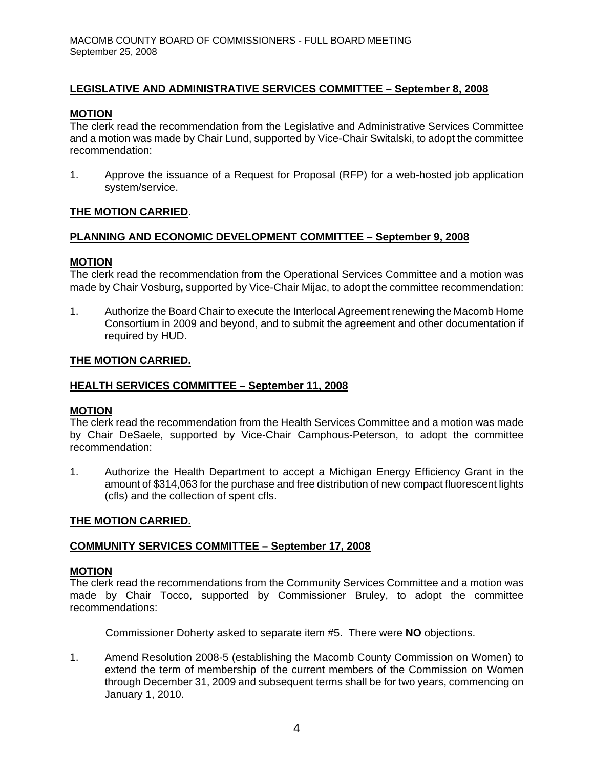**LEGISLATIVE AND ADMINISTRATIVE SERVICES COMMITTEE – September 8, 2008**

**MOTION**
The clerk read the recommendation from the Legislative and Administrative Services Committee and a motion was made by Chair Lund, supported by Vice-Chair Switalski, to adopt the committee recommendation:

1. Approve the issuance of a Request for Proposal (RFP) for a web-hosted job application system/service.

**THE MOTION CARRIED**.

**PLANNING AND ECONOMIC DEVELOPMENT COMMITTEE – September 9, 2008**

**MOTION**
The clerk read the recommendation from the Operational Services Committee and a motion was made by Chair Vosburg**,** supported by Vice-Chair Mijac, to adopt the committee recommendation:

1. Authorize the Board Chair to execute the Interlocal Agreement renewing the Macomb Home Consortium in 2009 and beyond, and to submit the agreement and other documentation if required by HUD.

**THE MOTION CARRIED.**

**HEALTH SERVICES COMMITTEE – September 11, 2008**

**MOTION**
The clerk read the recommendation from the Health Services Committee and a motion was made by Chair DeSaele, supported by Vice-Chair Camphous-Peterson, to adopt the committee recommendation:

1. Authorize the Health Department to accept a Michigan Energy Efficiency Grant in the amount of $314,063 for the purchase and free distribution of new compact fluorescent lights (cfls) and the collection of spent cfls.

**THE MOTION CARRIED.**

**COMMUNITY SERVICES COMMITTEE – September 17, 2008**

**MOTION**
The clerk read the recommendations from the Community Services Committee and a motion was made by Chair Tocco, supported by Commissioner Bruley, to adopt the committee recommendations:

Commissioner Doherty asked to separate item #5. There were **NO** objections.

1. Amend Resolution 2008-5 (establishing the Macomb County Commission on Women) to extend the term of membership of the current members of the Commission on Women through December 31, 2009 and subsequent terms shall be for two years, commencing on January 1, 2010.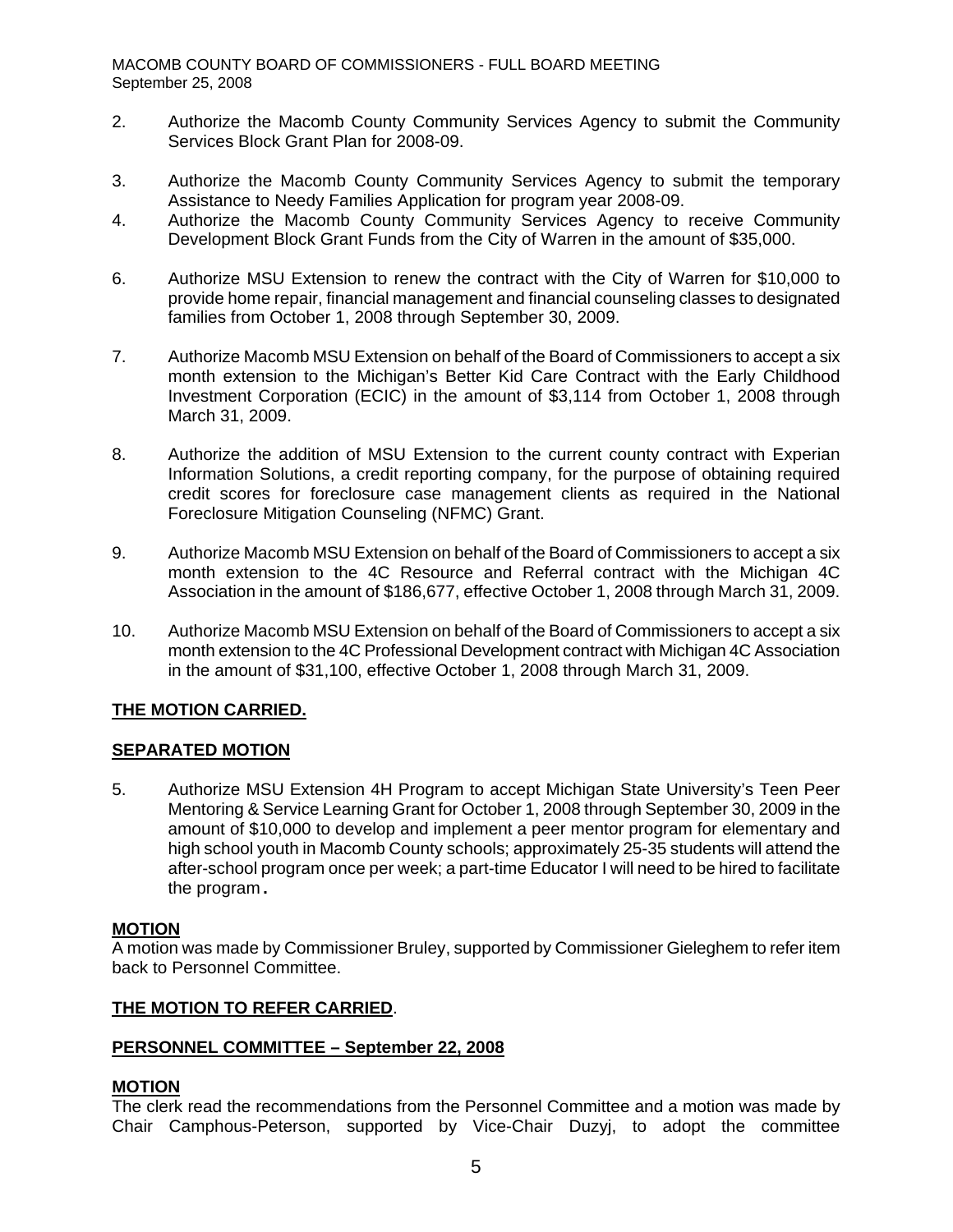2. Authorize the Macomb County Community Services Agency to submit the Community Services Block Grant Plan for 2008-09.

3. Authorize the Macomb County Community Services Agency to submit the temporary Assistance to Needy Families Application for program year 2008-09.

4. Authorize the Macomb County Community Services Agency to receive Community Development Block Grant Funds from the City of Warren in the amount of $35,000.

6. Authorize MSU Extension to renew the contract with the City of Warren for $10,000 to provide home repair, financial management and financial counseling classes to designated families from October 1, 2008 through September 30, 2009.

7. Authorize Macomb MSU Extension on behalf of the Board of Commissioners to accept a six month extension to the Michigan's Better Kid Care Contract with the Early Childhood Investment Corporation (ECIC) in the amount of $3,114 from October 1, 2008 through March 31, 2009.

8. Authorize the addition of MSU Extension to the current county contract with Experian Information Solutions, a credit reporting company, for the purpose of obtaining required credit scores for foreclosure case management clients as required in the National Foreclosure Mitigation Counseling (NFMC) Grant.

9. Authorize Macomb MSU Extension on behalf of the Board of Commissioners to accept a six month extension to the 4C Resource and Referral contract with the Michigan 4C Association in the amount of $186,677, effective October 1, 2008 through March 31, 2009.

10. Authorize Macomb MSU Extension on behalf of the Board of Commissioners to accept a six month extension to the 4C Professional Development contract with Michigan 4C Association in the amount of $31,100, effective October 1, 2008 through March 31, 2009.

**THE MOTION CARRIED.**

**SEPARATED MOTION**

5. Authorize MSU Extension 4H Program to accept Michigan State University's Teen Peer Mentoring & Service Learning Grant for October 1, 2008 through September 30, 2009 in the amount of $10,000 to develop and implement a peer mentor program for elementary and high school youth in Macomb County schools; approximately 25-35 students will attend the after-school program once per week; a part-time Educator I will need to be hired to facilitate the program.

**MOTION**

A motion was made by Commissioner Bruley, supported by Commissioner Gieleghem to refer item back to Personnel Committee.

**THE MOTION TO REFER CARRIED**.

**PERSONNEL COMMITTEE – September 22, 2008**

**MOTION**

The clerk read the recommendations from the Personnel Committee and a motion was made by Chair Camphous-Peterson, supported by Vice-Chair Duzyj, to adopt the committee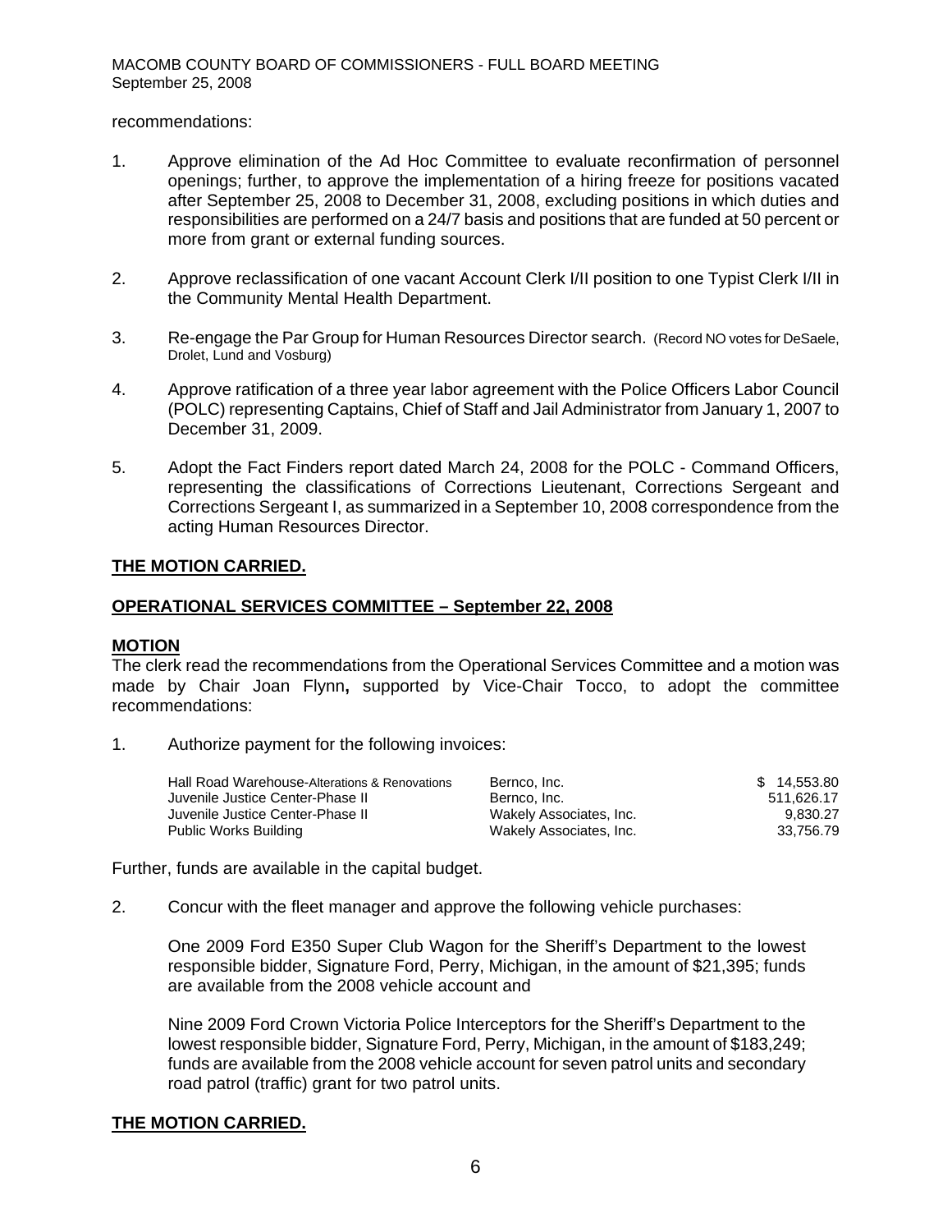recommendations:

1. Approve elimination of the Ad Hoc Committee to evaluate reconfirmation of personnel openings; further, to approve the implementation of a hiring freeze for positions vacated after September 25, 2008 to December 31, 2008, excluding positions in which duties and responsibilities are performed on a 24/7 basis and positions that are funded at 50 percent or more from grant or external funding sources.

2. Approve reclassification of one vacant Account Clerk I/II position to one Typist Clerk I/II in the Community Mental Health Department.

3. Re-engage the Par Group for Human Resources Director search. (Record NO votes for DeSaele, Drolet, Lund and Vosburg)

4. Approve ratification of a three year labor agreement with the Police Officers Labor Council (POLC) representing Captains, Chief of Staff and Jail Administrator from January 1, 2007 to December 31, 2009.

5. Adopt the Fact Finders report dated March 24, 2008 for the POLC - Command Officers, representing the classifications of Corrections Lieutenant, Corrections Sergeant and Corrections Sergeant I, as summarized in a September 10, 2008 correspondence from the acting Human Resources Director.

**THE MOTION CARRIED.**

**OPERATIONAL SERVICES COMMITTEE – September 22, 2008**

**MOTION**

The clerk read the recommendations from the Operational Services Committee and a motion was made by Chair Joan Flynn**,** supported by Vice-Chair Tocco, to adopt the committee recommendations:

1. Authorize payment for the following invoices:

| | | |
|---|---|---|
| Hall Road Warehouse-Alterations & Renovations | Bernco, Inc. | $ 14,553.80 |
| Juvenile Justice Center-Phase II | Bernco, Inc. | 511,626.17 |
| Juvenile Justice Center-Phase II | Wakely Associates, Inc. | 9,830.27 |
| Public Works Building | Wakely Associates, Inc. | 33,756.79 |

Further, funds are available in the capital budget.

2. Concur with the fleet manager and approve the following vehicle purchases:

   One 2009 Ford E350 Super Club Wagon for the Sheriff's Department to the lowest responsible bidder, Signature Ford, Perry, Michigan, in the amount of $21,395; funds are available from the 2008 vehicle account and

   Nine 2009 Ford Crown Victoria Police Interceptors for the Sheriff's Department to the lowest responsible bidder, Signature Ford, Perry, Michigan, in the amount of $183,249; funds are available from the 2008 vehicle account for seven patrol units and secondary road patrol (traffic) grant for two patrol units.

**THE MOTION CARRIED.**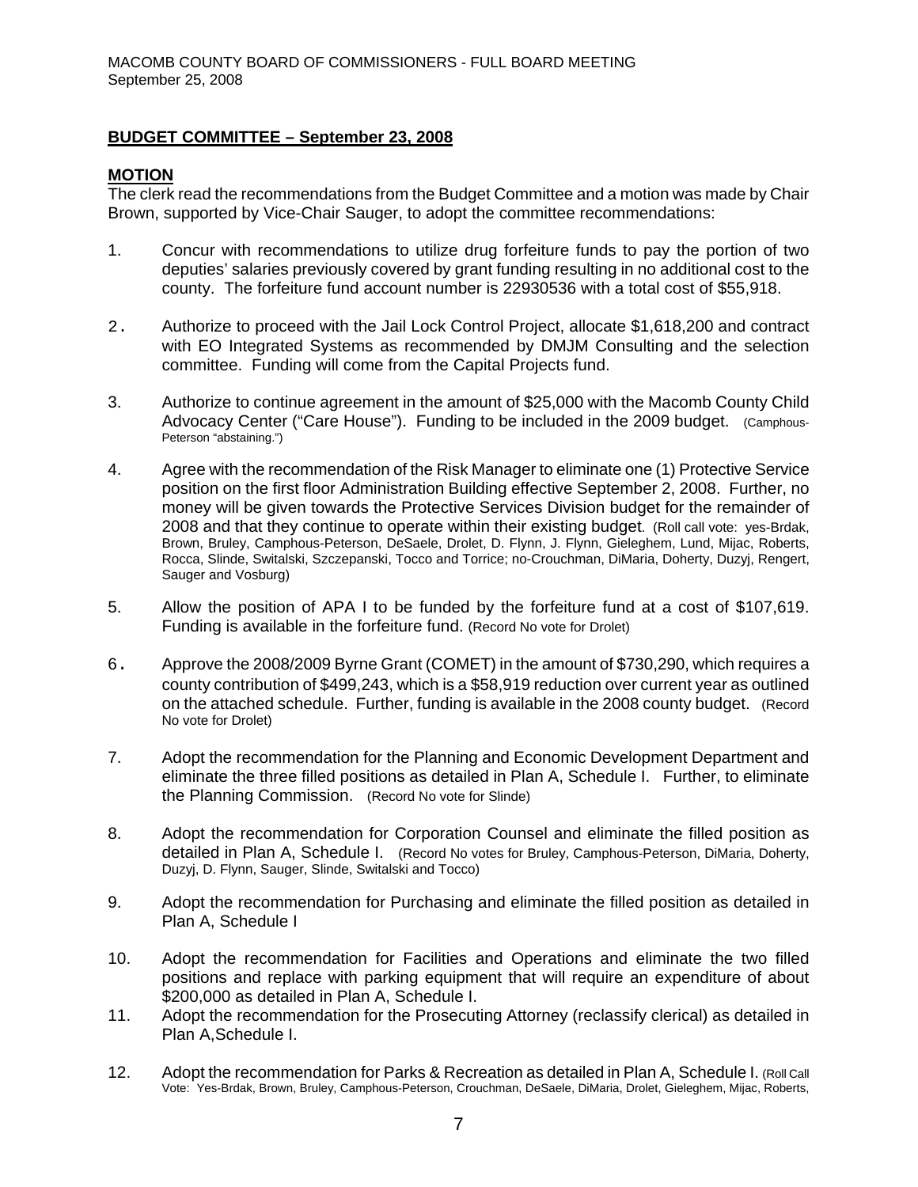## BUDGET COMMITTEE – September 23, 2008

### MOTION

The clerk read the recommendations from the Budget Committee and a motion was made by Chair Brown, supported by Vice-Chair Sauger, to adopt the committee recommendations:

1. Concur with recommendations to utilize drug forfeiture funds to pay the portion of two deputies' salaries previously covered by grant funding resulting in no additional cost to the county. The forfeiture fund account number is 22930536 with a total cost of $55,918.

2. Authorize to proceed with the Jail Lock Control Project, allocate $1,618,200 and contract with EO Integrated Systems as recommended by DMJM Consulting and the selection committee. Funding will come from the Capital Projects fund.

3. Authorize to continue agreement in the amount of $25,000 with the Macomb County Child Advocacy Center ("Care House"). Funding to be included in the 2009 budget. (Camphous-Peterson "abstaining.")

4. Agree with the recommendation of the Risk Manager to eliminate one (1) Protective Service position on the first floor Administration Building effective September 2, 2008. Further, no money will be given towards the Protective Services Division budget for the remainder of 2008 and that they continue to operate within their existing budget. (Roll call vote: yes-Brdak, Brown, Bruley, Camphous-Peterson, DeSaele, Drolet, D. Flynn, J. Flynn, Gieleghem, Lund, Mijac, Roberts, Rocca, Slinde, Switalski, Szczepanski, Tocco and Torrice; no-Crouchman, DiMaria, Doherty, Duzyj, Rengert, Sauger and Vosburg)

5. Allow the position of APA I to be funded by the forfeiture fund at a cost of $107,619. Funding is available in the forfeiture fund. (Record No vote for Drolet)

6. Approve the 2008/2009 Byrne Grant (COMET) in the amount of $730,290, which requires a county contribution of $499,243, which is a $58,919 reduction over current year as outlined on the attached schedule. Further, funding is available in the 2008 county budget. (Record No vote for Drolet)

7. Adopt the recommendation for the Planning and Economic Development Department and eliminate the three filled positions as detailed in Plan A, Schedule I. Further, to eliminate the Planning Commission. (Record No vote for Slinde)

8. Adopt the recommendation for Corporation Counsel and eliminate the filled position as detailed in Plan A, Schedule I. (Record No votes for Bruley, Camphous-Peterson, DiMaria, Doherty, Duzyj, D. Flynn, Sauger, Slinde, Switalski and Tocco)

9. Adopt the recommendation for Purchasing and eliminate the filled position as detailed in Plan A, Schedule I

10. Adopt the recommendation for Facilities and Operations and eliminate the two filled positions and replace with parking equipment that will require an expenditure of about $200,000 as detailed in Plan A, Schedule I.

11. Adopt the recommendation for the Prosecuting Attorney (reclassify clerical) as detailed in Plan A,Schedule I.

12. Adopt the recommendation for Parks & Recreation as detailed in Plan A, Schedule I. (Roll Call Vote: Yes-Brdak, Brown, Bruley, Camphous-Peterson, Crouchman, DeSaele, DiMaria, Drolet, Gieleghem, Mijac, Roberts,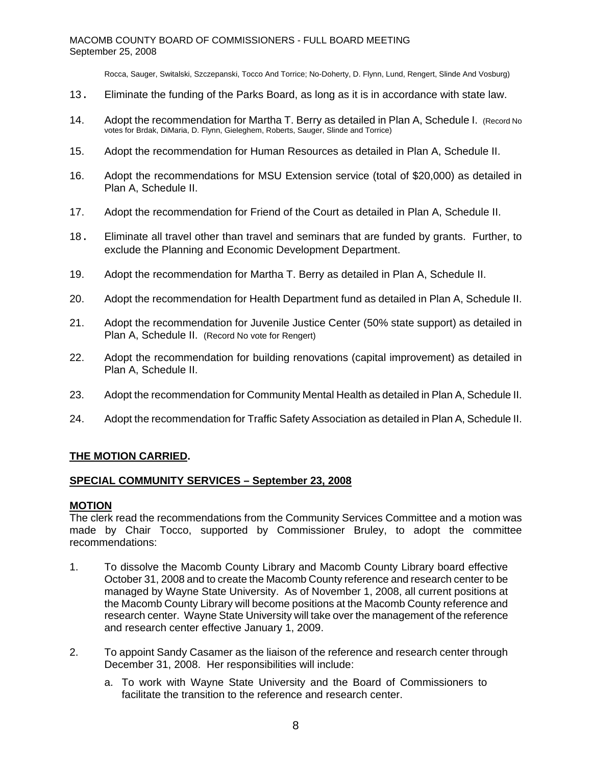Rocca, Sauger, Switalski, Szczepanski, Tocco And Torrice; No-Doherty, D. Flynn, Lund, Rengert, Slinde And Vosburg)

13. Eliminate the funding of the Parks Board, as long as it is in accordance with state law.

14. Adopt the recommendation for Martha T. Berry as detailed in Plan A, Schedule I. (Record No votes for Brdak, DiMaria, D. Flynn, Gieleghem, Roberts, Sauger, Slinde and Torrice)

15. Adopt the recommendation for Human Resources as detailed in Plan A, Schedule II.

16. Adopt the recommendations for MSU Extension service (total of $20,000) as detailed in Plan A, Schedule II.

17. Adopt the recommendation for Friend of the Court as detailed in Plan A, Schedule II.

18. Eliminate all travel other than travel and seminars that are funded by grants. Further, to exclude the Planning and Economic Development Department.

19. Adopt the recommendation for Martha T. Berry as detailed in Plan A, Schedule II.

20. Adopt the recommendation for Health Department fund as detailed in Plan A, Schedule II.

21. Adopt the recommendation for Juvenile Justice Center (50% state support) as detailed in Plan A, Schedule II. (Record No vote for Rengert)

22. Adopt the recommendation for building renovations (capital improvement) as detailed in Plan A, Schedule II.

23. Adopt the recommendation for Community Mental Health as detailed in Plan A, Schedule II.

24. Adopt the recommendation for Traffic Safety Association as detailed in Plan A, Schedule II.

**THE MOTION CARRIED.**

**SPECIAL COMMUNITY SERVICES – September 23, 2008**

**MOTION**

The clerk read the recommendations from the Community Services Committee and a motion was made by Chair Tocco, supported by Commissioner Bruley, to adopt the committee recommendations:

1. To dissolve the Macomb County Library and Macomb County Library board effective October 31, 2008 and to create the Macomb County reference and research center to be managed by Wayne State University. As of November 1, 2008, all current positions at the Macomb County Library will become positions at the Macomb County reference and research center. Wayne State University will take over the management of the reference and research center effective January 1, 2009.

2. To appoint Sandy Casamer as the liaison of the reference and research center through December 31, 2008. Her responsibilities will include:

   a. To work with Wayne State University and the Board of Commissioners to facilitate the transition to the reference and research center.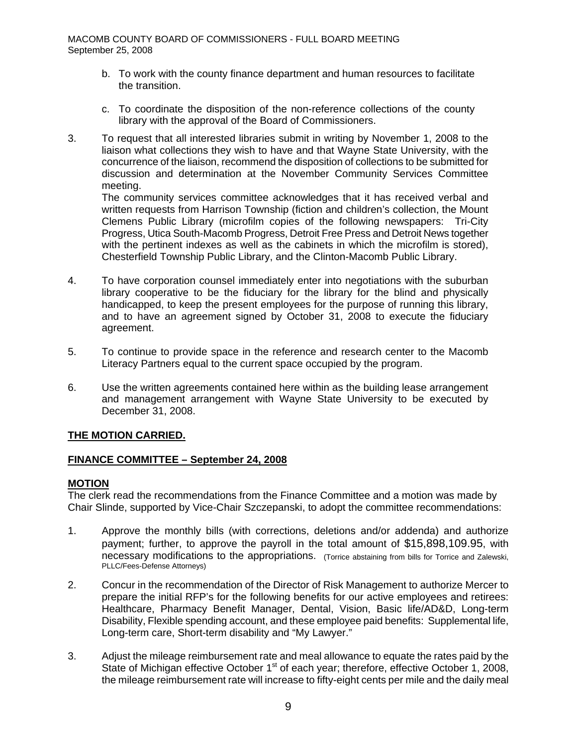b. To work with the county finance department and human resources to facilitate the transition.

c. To coordinate the disposition of the non-reference collections of the county library with the approval of the Board of Commissioners.

3. To request that all interested libraries submit in writing by November 1, 2008 to the liaison what collections they wish to have and that Wayne State University, with the concurrence of the liaison, recommend the disposition of collections to be submitted for discussion and determination at the November Community Services Committee meeting.
   The community services committee acknowledges that it has received verbal and written requests from Harrison Township (fiction and children's collection, the Mount Clemens Public Library (microfilm copies of the following newspapers: Tri-City Progress, Utica South-Macomb Progress, Detroit Free Press and Detroit News together with the pertinent indexes as well as the cabinets in which the microfilm is stored), Chesterfield Township Public Library, and the Clinton-Macomb Public Library.

4. To have corporation counsel immediately enter into negotiations with the suburban library cooperative to be the fiduciary for the library for the blind and physically handicapped, to keep the present employees for the purpose of running this library, and to have an agreement signed by October 31, 2008 to execute the fiduciary agreement.

5. To continue to provide space in the reference and research center to the Macomb Literacy Partners equal to the current space occupied by the program.

6. Use the written agreements contained here within as the building lease arrangement and management arrangement with Wayne State University to be executed by December 31, 2008.

**THE MOTION CARRIED.**

**FINANCE COMMITTEE – September 24, 2008**

**MOTION**

The clerk read the recommendations from the Finance Committee and a motion was made by Chair Slinde, supported by Vice-Chair Szczepanski, to adopt the committee recommendations:

1. Approve the monthly bills (with corrections, deletions and/or addenda) and authorize payment; further, to approve the payroll in the total amount of $15,898,109.95, with necessary modifications to the appropriations. (Torrice abstaining from bills for Torrice and Zalewski, PLLC/Fees-Defense Attorneys)

2. Concur in the recommendation of the Director of Risk Management to authorize Mercer to prepare the initial RFP's for the following benefits for our active employees and retirees: Healthcare, Pharmacy Benefit Manager, Dental, Vision, Basic life/AD&D, Long-term Disability, Flexible spending account, and these employee paid benefits: Supplemental life, Long-term care, Short-term disability and "My Lawyer."

3. Adjust the mileage reimbursement rate and meal allowance to equate the rates paid by the State of Michigan effective October 1st of each year; therefore, effective October 1, 2008, the mileage reimbursement rate will increase to fifty-eight cents per mile and the daily meal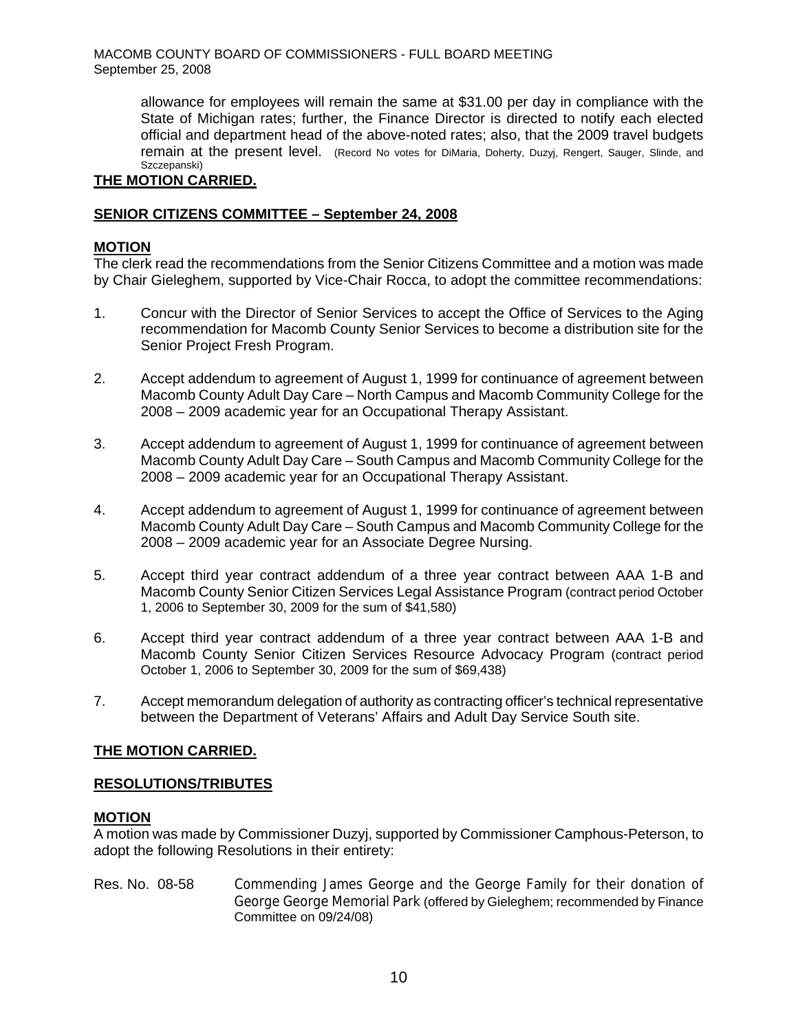allowance for employees will remain the same at $31.00 per day in compliance with the State of Michigan rates; further, the Finance Director is directed to notify each elected official and department head of the above-noted rates; also, that the 2009 travel budgets remain at the present level. (Record No votes for DiMaria, Doherty, Duzyj, Rengert, Sauger, Slinde, and Szczepanski)

**THE MOTION CARRIED.**

**SENIOR CITIZENS COMMITTEE – September 24, 2008**

**MOTION**

The clerk read the recommendations from the Senior Citizens Committee and a motion was made by Chair Gieleghem, supported by Vice-Chair Rocca, to adopt the committee recommendations:

1. Concur with the Director of Senior Services to accept the Office of Services to the Aging recommendation for Macomb County Senior Services to become a distribution site for the Senior Project Fresh Program.

2. Accept addendum to agreement of August 1, 1999 for continuance of agreement between Macomb County Adult Day Care – North Campus and Macomb Community College for the 2008 – 2009 academic year for an Occupational Therapy Assistant.

3. Accept addendum to agreement of August 1, 1999 for continuance of agreement between Macomb County Adult Day Care – South Campus and Macomb Community College for the 2008 – 2009 academic year for an Occupational Therapy Assistant.

4. Accept addendum to agreement of August 1, 1999 for continuance of agreement between Macomb County Adult Day Care – South Campus and Macomb Community College for the 2008 – 2009 academic year for an Associate Degree Nursing.

5. Accept third year contract addendum of a three year contract between AAA 1-B and Macomb County Senior Citizen Services Legal Assistance Program (contract period October 1, 2006 to September 30, 2009 for the sum of $41,580)

6. Accept third year contract addendum of a three year contract between AAA 1-B and Macomb County Senior Citizen Services Resource Advocacy Program (contract period October 1, 2006 to September 30, 2009 for the sum of $69,438)

7. Accept memorandum delegation of authority as contracting officer's technical representative between the Department of Veterans' Affairs and Adult Day Service South site.

**THE MOTION CARRIED.**

**RESOLUTIONS/TRIBUTES**

**MOTION**

A motion was made by Commissioner Duzyj, supported by Commissioner Camphous-Peterson, to adopt the following Resolutions in their entirety:

Res. No. 08-58 Commending James George and the George Family for their donation of George George Memorial Park (offered by Gieleghem; recommended by Finance Committee on 09/24/08)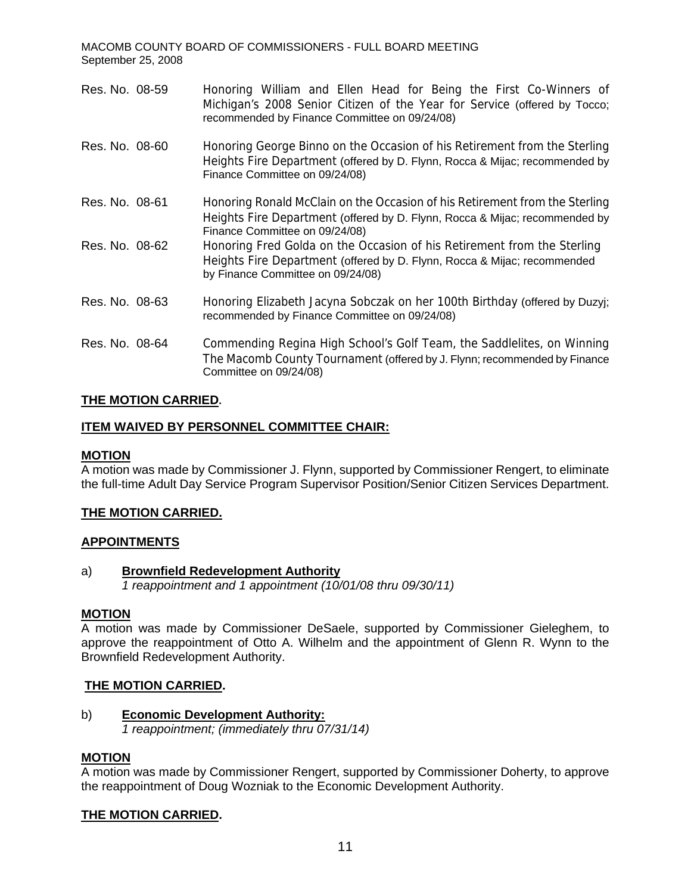Res. No. 08-59 Honoring William and Ellen Head for Being the First Co-Winners of Michigan's 2008 Senior Citizen of the Year for Service (offered by Tocco; recommended by Finance Committee on 09/24/08)

Res. No. 08-60 Honoring George Binno on the Occasion of his Retirement from the Sterling Heights Fire Department (offered by D. Flynn, Rocca & Mijac; recommended by Finance Committee on 09/24/08)

Res. No. 08-61 Honoring Ronald McClain on the Occasion of his Retirement from the Sterling Heights Fire Department (offered by D. Flynn, Rocca & Mijac; recommended by Finance Committee on 09/24/08)

Res. No. 08-62 Honoring Fred Golda on the Occasion of his Retirement from the Sterling Heights Fire Department (offered by D. Flynn, Rocca & Mijac; recommended by Finance Committee on 09/24/08)

Res. No. 08-63 Honoring Elizabeth Jacyna Sobczak on her 100th Birthday (offered by Duzyj; recommended by Finance Committee on 09/24/08)

Res. No. 08-64 Commending Regina High School's Golf Team, the Saddlelites, on Winning The Macomb County Tournament (offered by J. Flynn; recommended by Finance Committee on 09/24/08)

**THE MOTION CARRIED.**

**ITEM WAIVED BY PERSONNEL COMMITTEE CHAIR:**

**MOTION**

A motion was made by Commissioner J. Flynn, supported by Commissioner Rengert, to eliminate the full-time Adult Day Service Program Supervisor Position/Senior Citizen Services Department.

**THE MOTION CARRIED.**

**APPOINTMENTS**

a) **Brownfield Redevelopment Authority**
*1 reappointment and 1 appointment (10/01/08 thru 09/30/11)*

**MOTION**

A motion was made by Commissioner DeSaele, supported by Commissioner Gieleghem, to approve the reappointment of Otto A. Wilhelm and the appointment of Glenn R. Wynn to the Brownfield Redevelopment Authority.

**THE MOTION CARRIED.**

b) **Economic Development Authority:**
*1 reappointment; (immediately thru 07/31/14)*

**MOTION**

A motion was made by Commissioner Rengert, supported by Commissioner Doherty, to approve the reappointment of Doug Wozniak to the Economic Development Authority.

**THE MOTION CARRIED.**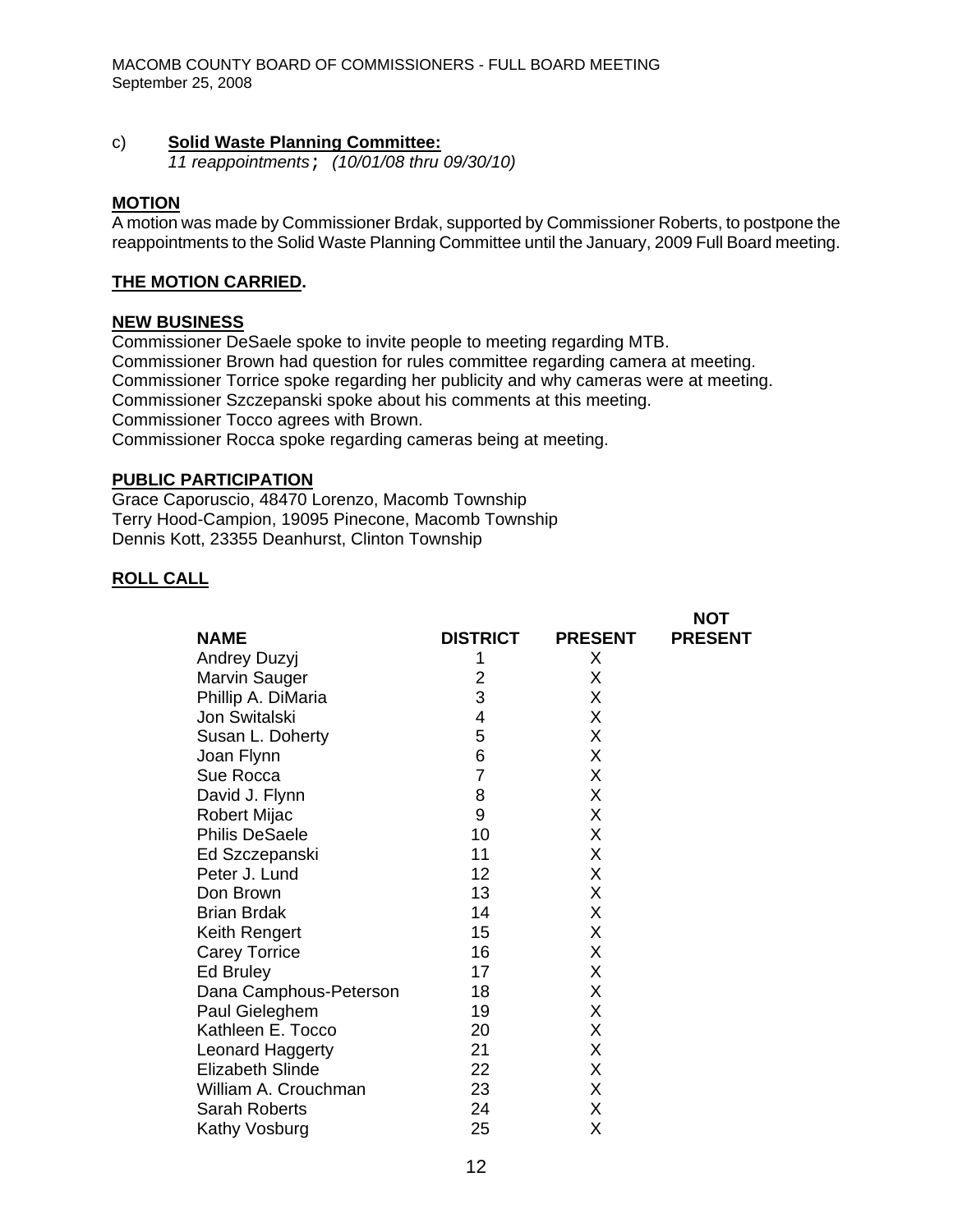c) **Solid Waste Planning Committee:**
*11 reappointments; (10/01/08 thru 09/30/10)*

**MOTION**

A motion was made by Commissioner Brdak, supported by Commissioner Roberts, to postpone the reappointments to the Solid Waste Planning Committee until the January, 2009 Full Board meeting.

**THE MOTION CARRIED.**

**NEW BUSINESS**

Commissioner DeSaele spoke to invite people to meeting regarding MTB.
Commissioner Brown had question for rules committee regarding camera at meeting.
Commissioner Torrice spoke regarding her publicity and why cameras were at meeting.
Commissioner Szczepanski spoke about his comments at this meeting.
Commissioner Tocco agrees with Brown.
Commissioner Rocca spoke regarding cameras being at meeting.

**PUBLIC PARTICIPATION**

Grace Caporuscio, 48470 Lorenzo, Macomb Township
Terry Hood-Campion, 19095 Pinecone, Macomb Township
Dennis Kott, 23355 Deanhurst, Clinton Township

**ROLL CALL**

| NAME | DISTRICT | PRESENT | NOT PRESENT |
|---|---|---|---|
| Andrey Duzyj | 1 | X | |
| Marvin Sauger | 2 | X | |
| Phillip A. DiMaria | 3 | X | |
| Jon Switalski | 4 | X | |
| Susan L. Doherty | 5 | X | |
| Joan Flynn | 6 | X | |
| Sue Rocca | 7 | X | |
| David J. Flynn | 8 | X | |
| Robert Mijac | 9 | X | |
| Philis DeSaele | 10 | X | |
| Ed Szczepanski | 11 | X | |
| Peter J. Lund | 12 | X | |
| Don Brown | 13 | X | |
| Brian Brdak | 14 | X | |
| Keith Rengert | 15 | X | |
| Carey Torrice | 16 | X | |
| Ed Bruley | 17 | X | |
| Dana Camphous-Peterson | 18 | X | |
| Paul Gieleghem | 19 | X | |
| Kathleen E. Tocco | 20 | X | |
| Leonard Haggerty | 21 | X | |
| Elizabeth Slinde | 22 | X | |
| William A. Crouchman | 23 | X | |
| Sarah Roberts | 24 | X | |
| Kathy Vosburg | 25 | X | |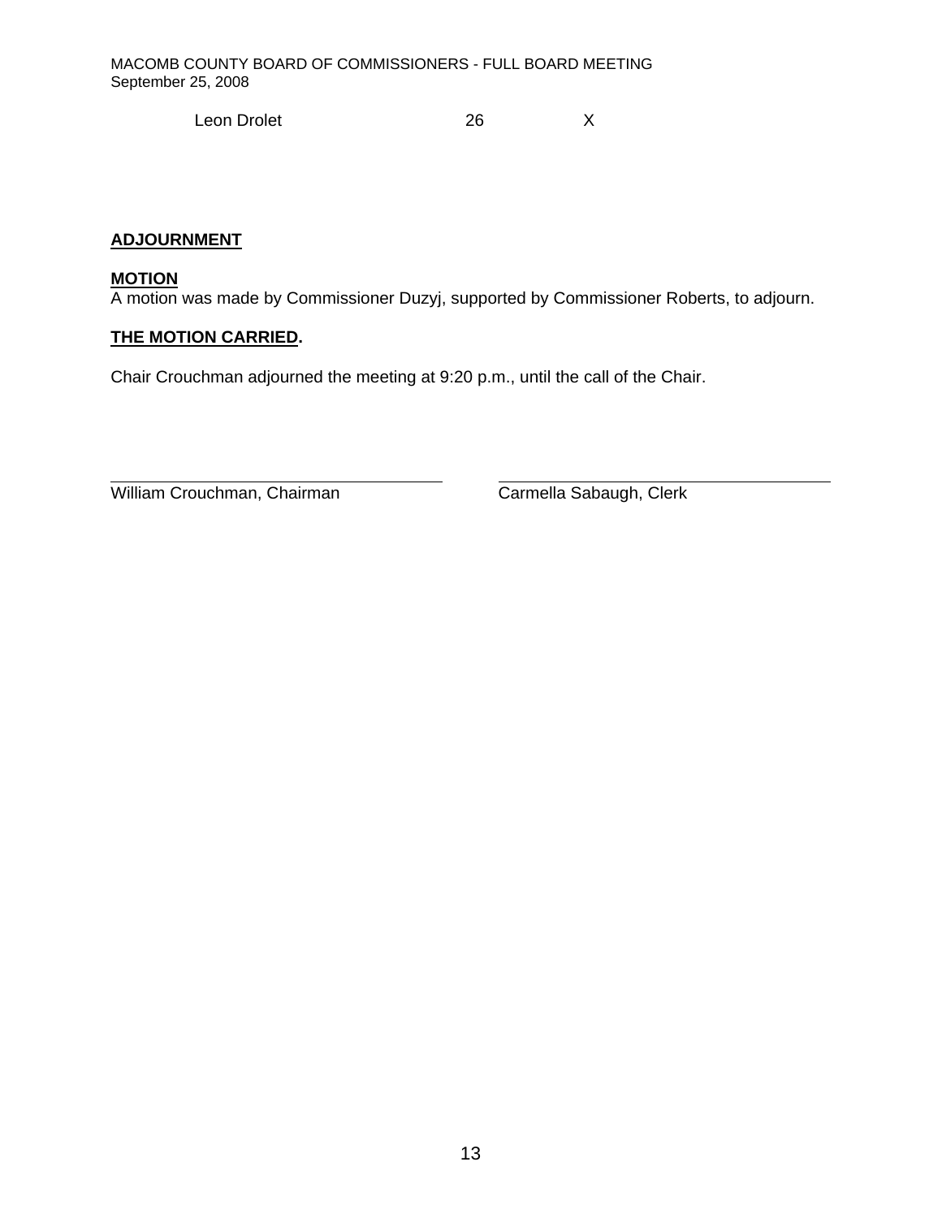| | | |
|---|---|---|
| Leon Drolet | 26 | X |

**ADJOURNMENT**

**MOTION**
A motion was made by Commissioner Duzyj, supported by Commissioner Roberts, to adjourn.

**THE MOTION CARRIED.**

Chair Crouchman adjourned the meeting at 9:20 p.m., until the call of the Chair.

\_\_\_\_\_\_\_\_\_\_\_\_\_\_\_\_\_\_\_\_\_\_\_\_\_\_\_\_\_\_\_\_
William Crouchman, Chairman

\_\_\_\_\_\_\_\_\_\_\_\_\_\_\_\_\_\_\_\_\_\_\_\_\_\_\_\_\_\_\_\_
Carmella Sabaugh, Clerk